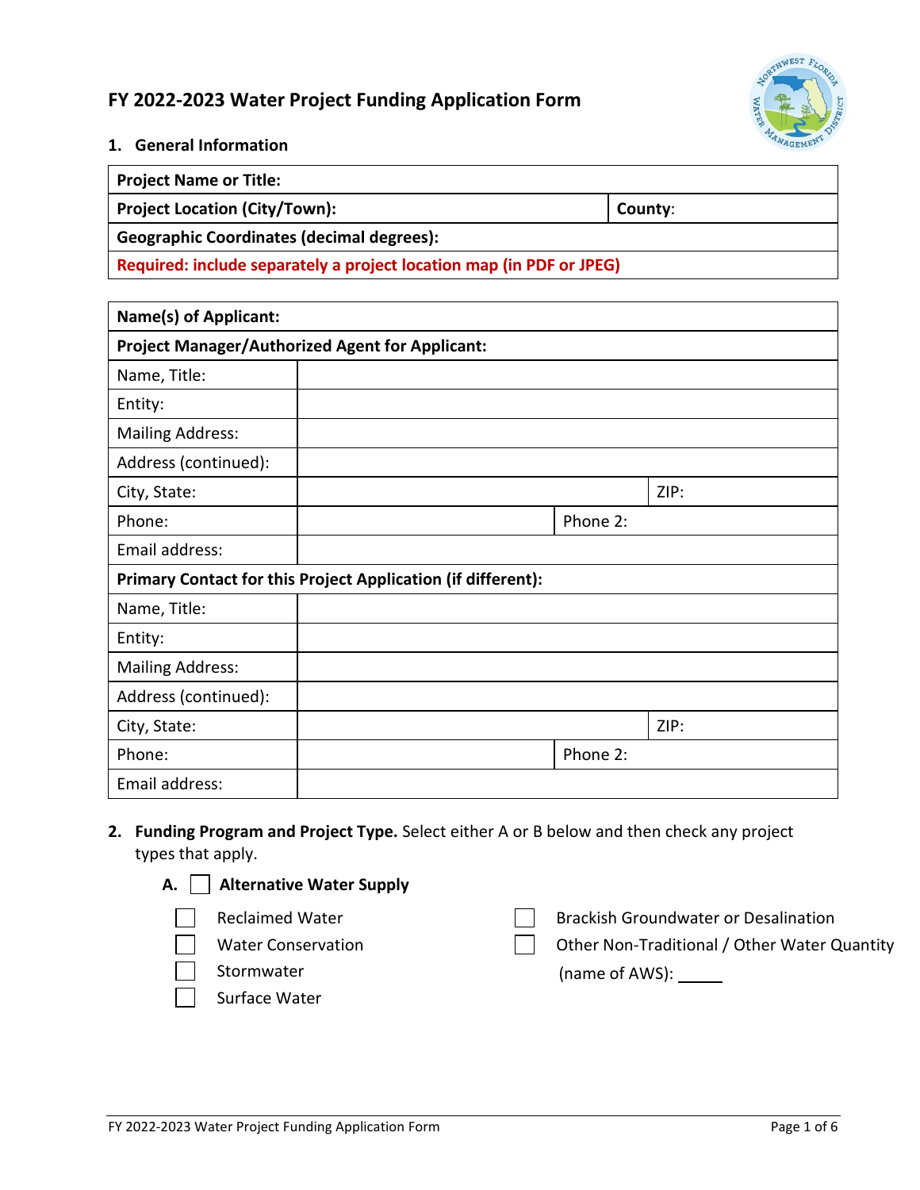# FY 2022-2023 Water Project Funding Application Form

## 1. General Information

| Project Name or Title: | |
|---|---|
| **Project Location (City/Town):** | **County:** |
| **Geographic Coordinates (decimal degrees):** | |
| **Required: include separately a project location map (in PDF or JPEG)** | |

| **Name(s) of Applicant:** | | | |
|---|---|---|---|
| **Project Manager/Authorized Agent for Applicant:** | | | |
| Name, Title: | | | |
| Entity: | | | |
| Mailing Address: | | | |
| Address (continued): | | | |
| City, State: | | ZIP: | |
| Phone: | | Phone 2: | |
| Email address: | | | |
| **Primary Contact for this Project Application (if different):** | | | |
| Name, Title: | | | |
| Entity: | | | |
| Mailing Address: | | | |
| Address (continued): | | | |
| City, State: | | ZIP: | |
| Phone: | | Phone 2: | |
| Email address: | | | |

## 2. Funding Program and Project Type.

Select either A or B below and then check any project types that apply.

**A.** ☐ **Alternative Water Supply**

- ☐ Reclaimed Water
- ☐ Water Conservation
- ☐ Stormwater
- ☐ Surface Water
- ☐ Brackish Groundwater or Desalination
- ☐ Other Non-Traditional / Other Water Quantity (name of AWS): _____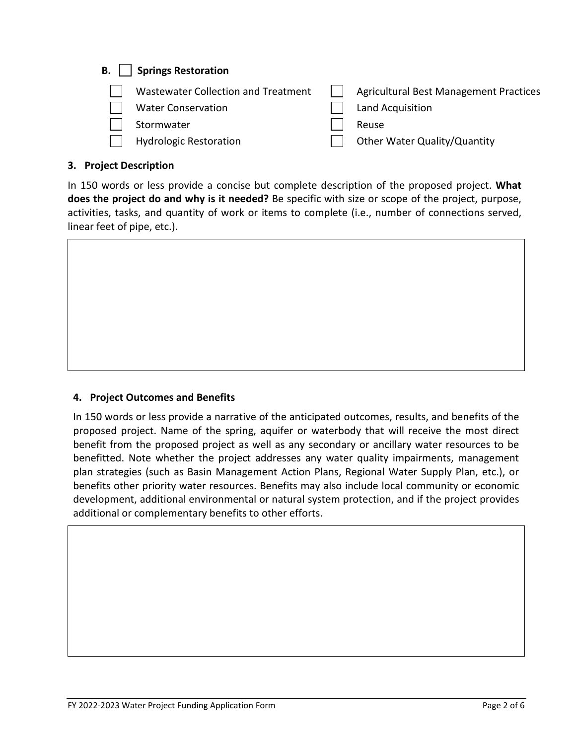**B.** ☐ **Springs Restoration**

- ☐ Wastewater Collection and Treatment
- ☐ Water Conservation
- ☐ Stormwater
- ☐ Hydrologic Restoration
- ☐ Agricultural Best Management Practices
- ☐ Land Acquisition
- ☐ Reuse
- ☐ Other Water Quality/Quantity

**3. Project Description**

In 150 words or less provide a concise but complete description of the proposed project. **What does the project do and why is it needed?** Be specific with size or scope of the project, purpose, activities, tasks, and quantity of work or items to complete (i.e., number of connections served, linear feet of pipe, etc.).

| |
|---|
| |

**4. Project Outcomes and Benefits**

In 150 words or less provide a narrative of the anticipated outcomes, results, and benefits of the proposed project. Name of the spring, aquifer or waterbody that will receive the most direct benefit from the proposed project as well as any secondary or ancillary water resources to be benefitted. Note whether the project addresses any water quality impairments, management plan strategies (such as Basin Management Action Plans, Regional Water Supply Plan, etc.), or benefits other priority water resources. Benefits may also include local community or economic development, additional environmental or natural system protection, and if the project provides additional or complementary benefits to other efforts.

| |
|---|
| |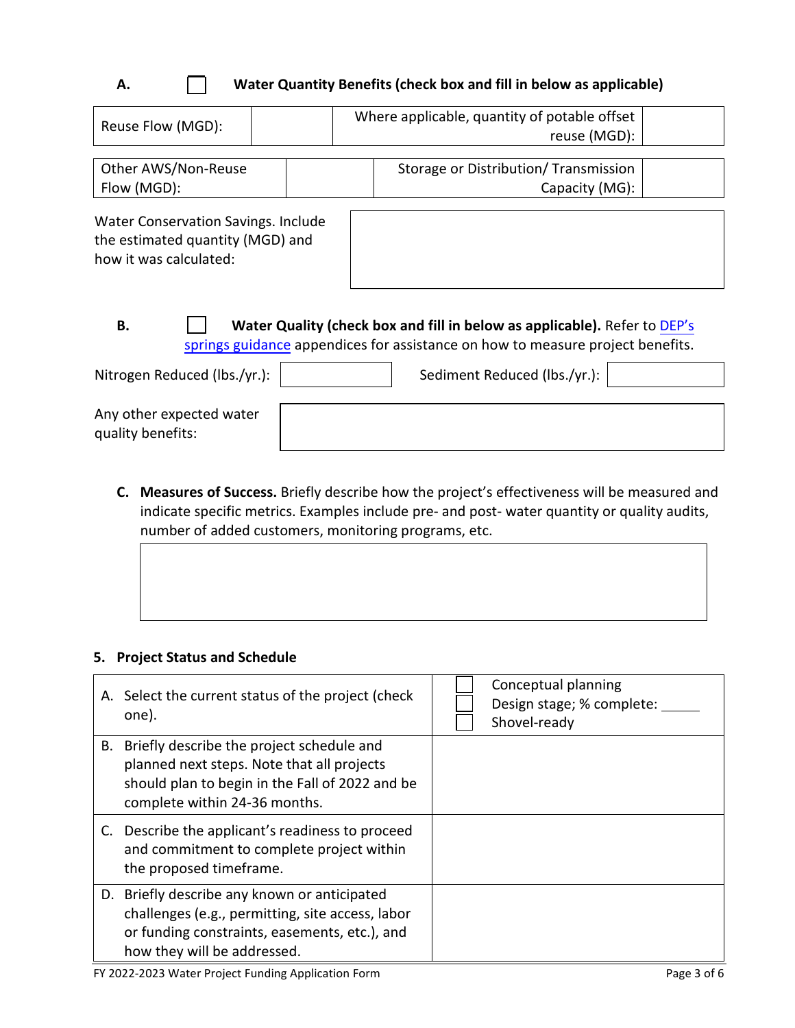**A.** ☐ **Water Quantity Benefits (check box and fill in below as applicable)**

| Reuse Flow (MGD): | | Where applicable, quantity of potable offset reuse (MGD): | |
|---|---|---|---|

| Other AWS/Non-Reuse Flow (MGD): | | Storage or Distribution/ Transmission Capacity (MG): | |
|---|---|---|---|

| Water Conservation Savings. Include the estimated quantity (MGD) and how it was calculated: | |
|---|---|

**B.** ☐ **Water Quality (check box and fill in below as applicable).** Refer to [DEP's springs guidance](DEP's springs guidance) appendices for assistance on how to measure project benefits.

| Nitrogen Reduced (lbs./yr.): | | Sediment Reduced (lbs./yr.): | |
|---|---|---|---|

| Any other expected water quality benefits: | |
|---|---|

**C. Measures of Success.** Briefly describe how the project's effectiveness will be measured and indicate specific metrics. Examples include pre- and post- water quantity or quality audits, number of added customers, monitoring programs, etc.

| |
|---|
| |

### 5. Project Status and Schedule

| | |
|---|---|
| A. Select the current status of the project (check one). | ☐ Conceptual planning<br>☐ Design stage; % complete: _____<br>☐ Shovel-ready |
| B. Briefly describe the project schedule and planned next steps. Note that all projects should plan to begin in the Fall of 2022 and be complete within 24-36 months. | |
| C. Describe the applicant's readiness to proceed and commitment to complete project within the proposed timeframe. | |
| D. Briefly describe any known or anticipated challenges (e.g., permitting, site access, labor or funding constraints, easements, etc.), and how they will be addressed. | |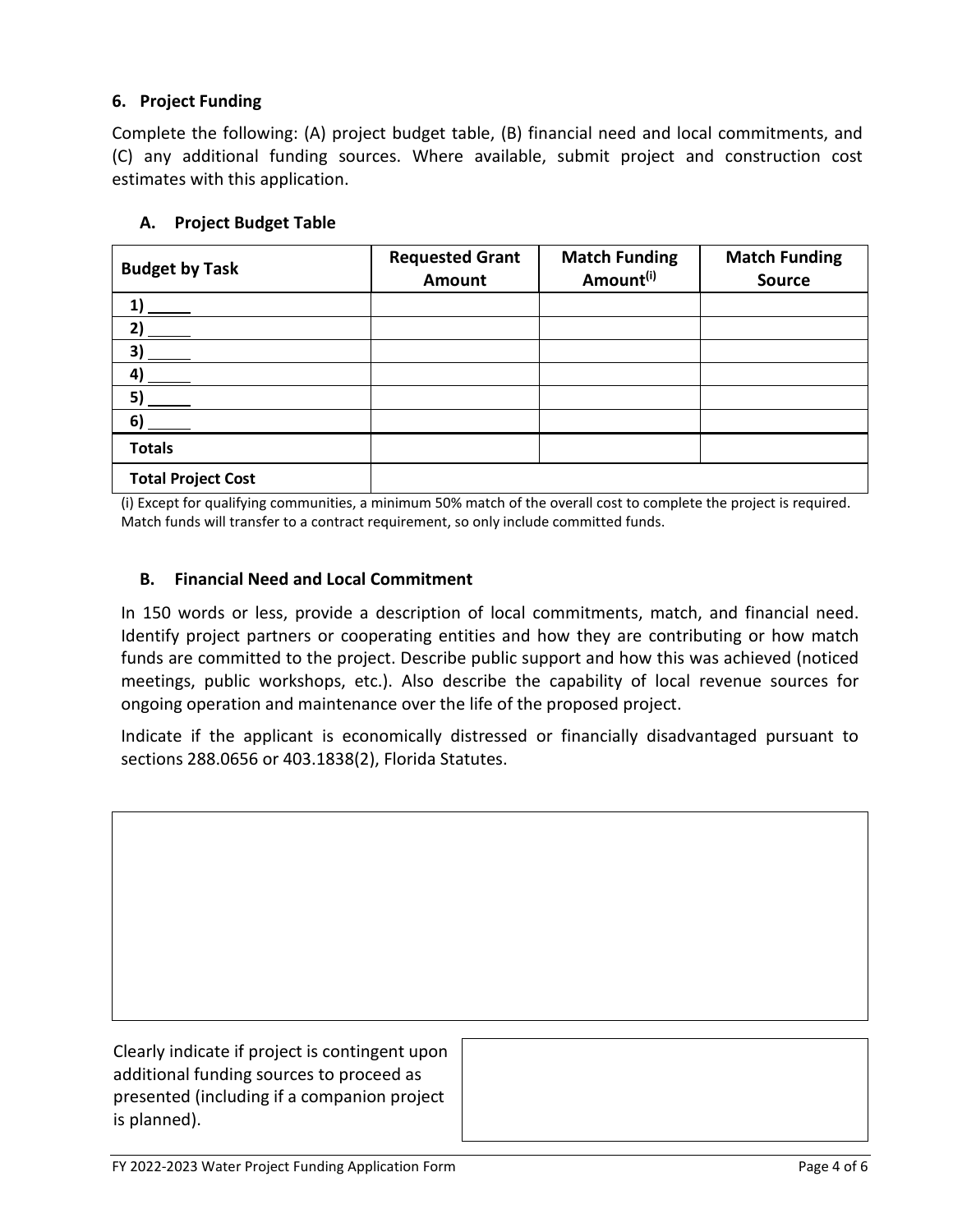### 6. Project Funding

Complete the following: (A) project budget table, (B) financial need and local commitments, and (C) any additional funding sources. Where available, submit project and construction cost estimates with this application.

#### A. Project Budget Table

| Budget by Task | Requested Grant Amount | Match Funding Amount[i] | Match Funding Source |
|---|---|---|---|
| 1) _____ | | | |
| 2) _____ | | | |
| 3) _____ | | | |
| 4) _____ | | | |
| 5) _____ | | | |
| 6) _____ | | | |
| **Totals** | | | |
| **Total Project Cost** | | | |

(i) Except for qualifying communities, a minimum 50% match of the overall cost to complete the project is required. Match funds will transfer to a contract requirement, so only include committed funds.

#### B. Financial Need and Local Commitment

In 150 words or less, provide a description of local commitments, match, and financial need. Identify project partners or cooperating entities and how they are contributing or how match funds are committed to the project. Describe public support and how this was achieved (noticed meetings, public workshops, etc.). Also describe the capability of local revenue sources for ongoing operation and maintenance over the life of the proposed project.

Indicate if the applicant is economically distressed or financially disadvantaged pursuant to sections 288.0656 or 403.1838(2), Florida Statutes.

| |
|---|
| |

Clearly indicate if project is contingent upon additional funding sources to proceed as presented (including if a companion project is planned).

| |
|---|
| |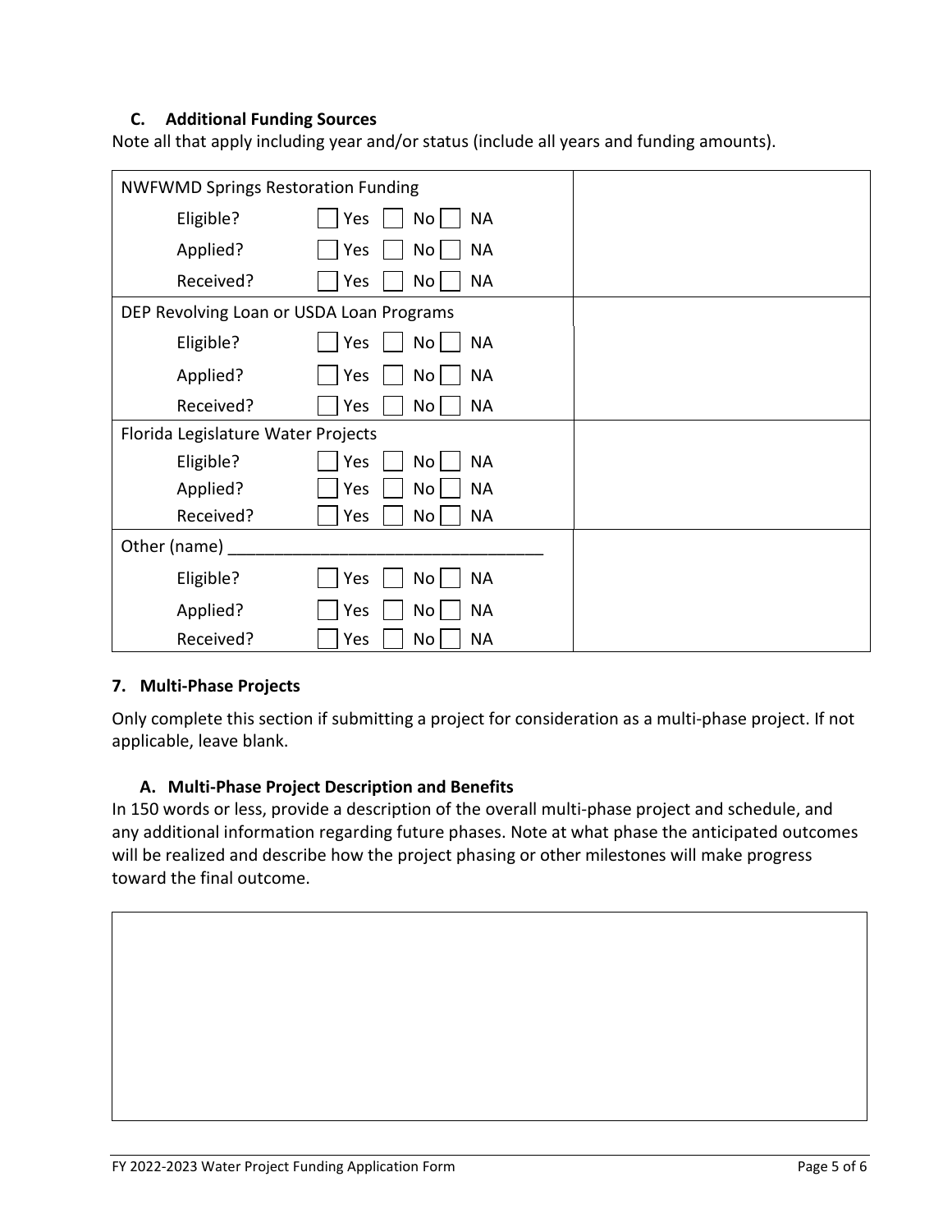### C. Additional Funding Sources

Note all that apply including year and/or status (include all years and funding amounts).

| | |
|---|---|
| NWFWMD Springs Restoration Funding<br>Eligible? ☐ Yes ☐ No ☐ NA<br>Applied? ☐ Yes ☐ No ☐ NA<br>Received? ☐ Yes ☐ No ☐ NA | |
| DEP Revolving Loan or USDA Loan Programs<br>Eligible? ☐ Yes ☐ No ☐ NA<br>Applied? ☐ Yes ☐ No ☐ NA<br>Received? ☐ Yes ☐ No ☐ NA | |
| Florida Legislature Water Projects<br>Eligible? ☐ Yes ☐ No ☐ NA<br>Applied? ☐ Yes ☐ No ☐ NA<br>Received? ☐ Yes ☐ No ☐ NA | |
| Other (name) ________________________________<br>Eligible? ☐ Yes ☐ No ☐ NA<br>Applied? ☐ Yes ☐ No ☐ NA<br>Received? ☐ Yes ☐ No ☐ NA | |

## 7. Multi-Phase Projects

Only complete this section if submitting a project for consideration as a multi-phase project. If not applicable, leave blank.

### A. Multi-Phase Project Description and Benefits

In 150 words or less, provide a description of the overall multi-phase project and schedule, and any additional information regarding future phases. Note at what phase the anticipated outcomes will be realized and describe how the project phasing or other milestones will make progress toward the final outcome.

| |
|---|
| |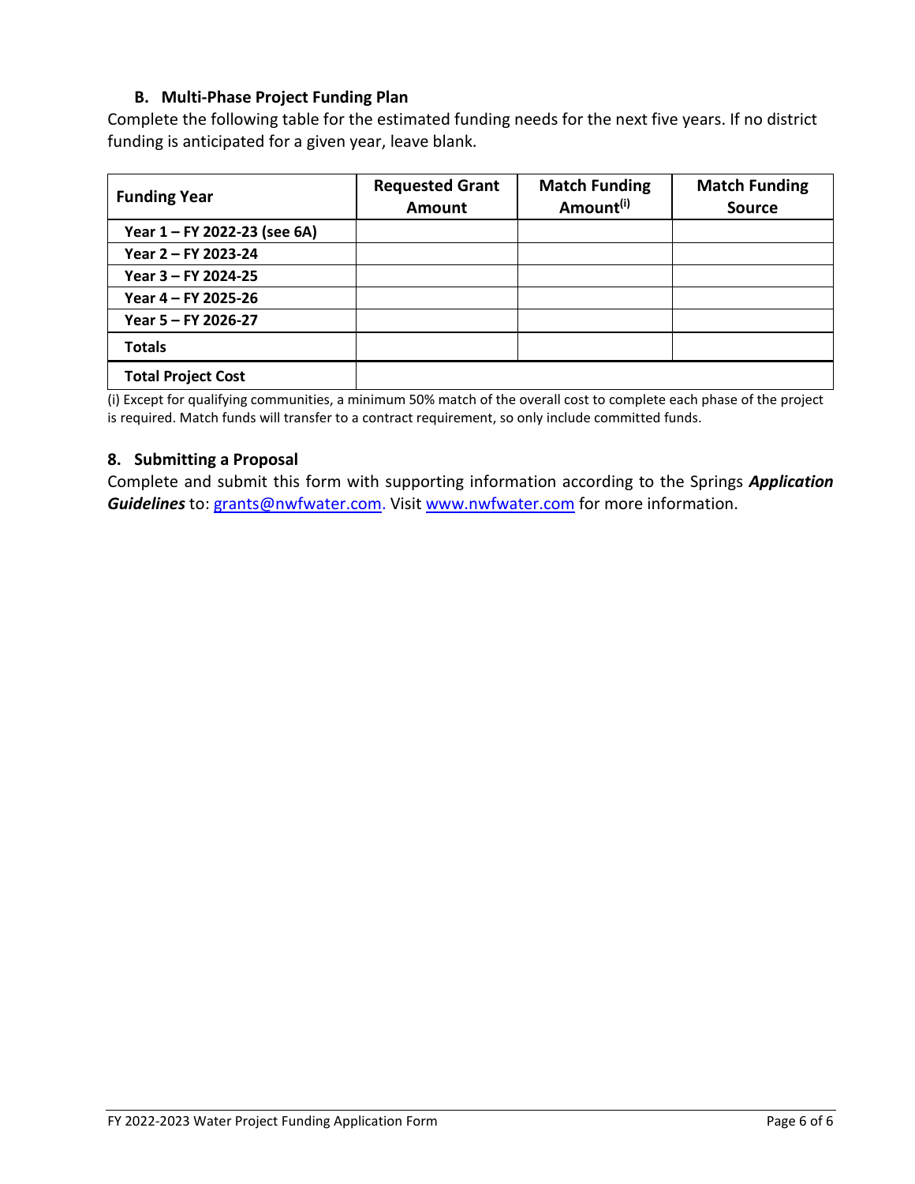### B. Multi-Phase Project Funding Plan

Complete the following table for the estimated funding needs for the next five years. If no district funding is anticipated for a given year, leave blank.

| Funding Year | Requested Grant Amount | Match Funding Amount[i] | Match Funding Source |
|---|---|---|---|
| Year 1 – FY 2022-23 (see 6A) | | | |
| Year 2 – FY 2023-24 | | | |
| Year 3 – FY 2024-25 | | | |
| Year 4 – FY 2025-26 | | | |
| Year 5 – FY 2026-27 | | | |
| **Totals** | | | |
| **Total Project Cost** | | | |

(i) Except for qualifying communities, a minimum 50% match of the overall cost to complete each phase of the project is required. Match funds will transfer to a contract requirement, so only include committed funds.

## 8. Submitting a Proposal

Complete and submit this form with supporting information according to the Springs ***Application Guidelines*** to: grants@nwfwater.com. Visit www.nwfwater.com for more information.